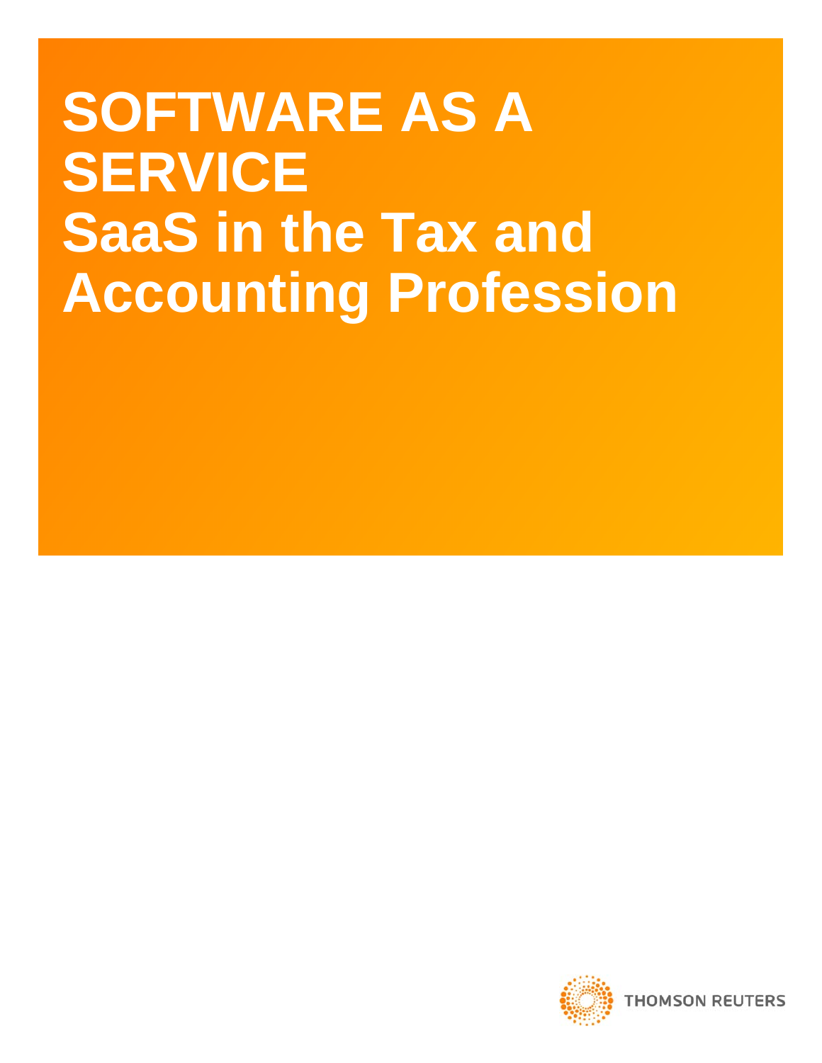# SOFTWARE AS A SERVICE

# SaaS in the Tax and Accounting Profession

THOMSON REUTERS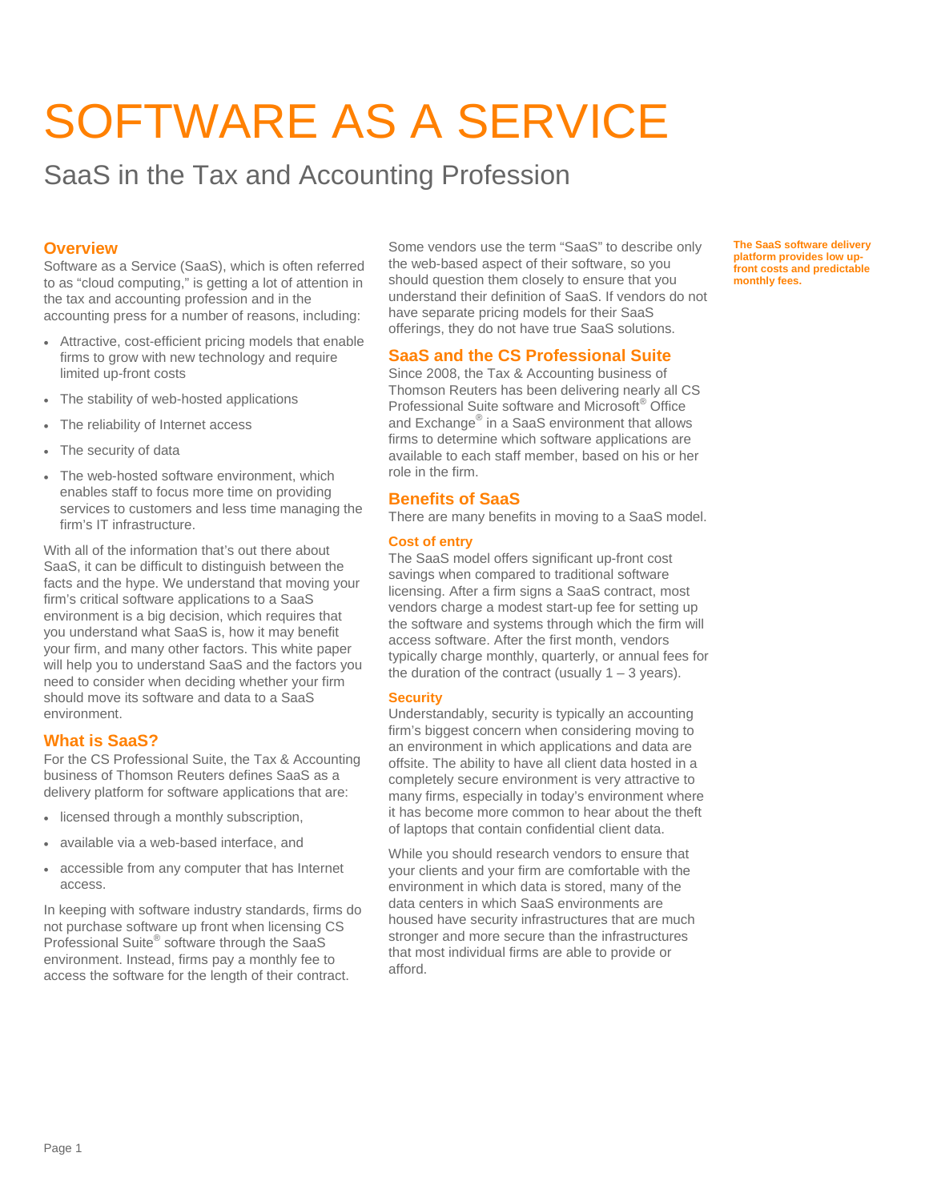# SOFTWARE AS A SERVICE

## SaaS in the Tax and Accounting Profession

### Overview

Software as a Service (SaaS), which is often referred to as "cloud computing," is getting a lot of attention in the tax and accounting profession and in the accounting press for a number of reasons, including:

- Attractive, cost-efficient pricing models that enable firms to grow with new technology and require limited up-front costs
- The stability of web-hosted applications
- The reliability of Internet access
- The security of data
- The web-hosted software environment, which enables staff to focus more time on providing services to customers and less time managing the firm's IT infrastructure.

With all of the information that's out there about SaaS, it can be difficult to distinguish between the facts and the hype. We understand that moving your firm's critical software applications to a SaaS environment is a big decision, which requires that you understand what SaaS is, how it may benefit your firm, and many other factors. This white paper will help you to understand SaaS and the factors you need to consider when deciding whether your firm should move its software and data to a SaaS environment.

### What is SaaS?

For the CS Professional Suite, the Tax & Accounting business of Thomson Reuters defines SaaS as a delivery platform for software applications that are:

- licensed through a monthly subscription,
- available via a web-based interface, and
- accessible from any computer that has Internet access.

In keeping with software industry standards, firms do not purchase software up front when licensing CS Professional Suite® software through the SaaS environment. Instead, firms pay a monthly fee to access the software for the length of their contract.

Some vendors use the term "SaaS" to describe only the web-based aspect of their software, so you should question them closely to ensure that you understand their definition of SaaS. If vendors do not have separate pricing models for their SaaS offerings, they do not have true SaaS solutions.

### SaaS and the CS Professional Suite

Since 2008, the Tax & Accounting business of Thomson Reuters has been delivering nearly all CS Professional Suite software and Microsoft® Office and Exchange® in a SaaS environment that allows firms to determine which software applications are available to each staff member, based on his or her role in the firm.

### Benefits of SaaS

There are many benefits in moving to a SaaS model.

#### Cost of entry

The SaaS model offers significant up-front cost savings when compared to traditional software licensing. After a firm signs a SaaS contract, most vendors charge a modest start-up fee for setting up the software and systems through which the firm will access software. After the first month, vendors typically charge monthly, quarterly, or annual fees for the duration of the contract (usually 1 – 3 years).

#### Security

Understandably, security is typically an accounting firm's biggest concern when considering moving to an environment in which applications and data are offsite. The ability to have all client data hosted in a completely secure environment is very attractive to many firms, especially in today's environment where it has become more common to hear about the theft of laptops that contain confidential client data.

While you should research vendors to ensure that your clients and your firm are comfortable with the environment in which data is stored, many of the data centers in which SaaS environments are housed have security infrastructures that are much stronger and more secure than the infrastructures that most individual firms are able to provide or afford.

**The SaaS software delivery platform provides low up-front costs and predictable monthly fees.**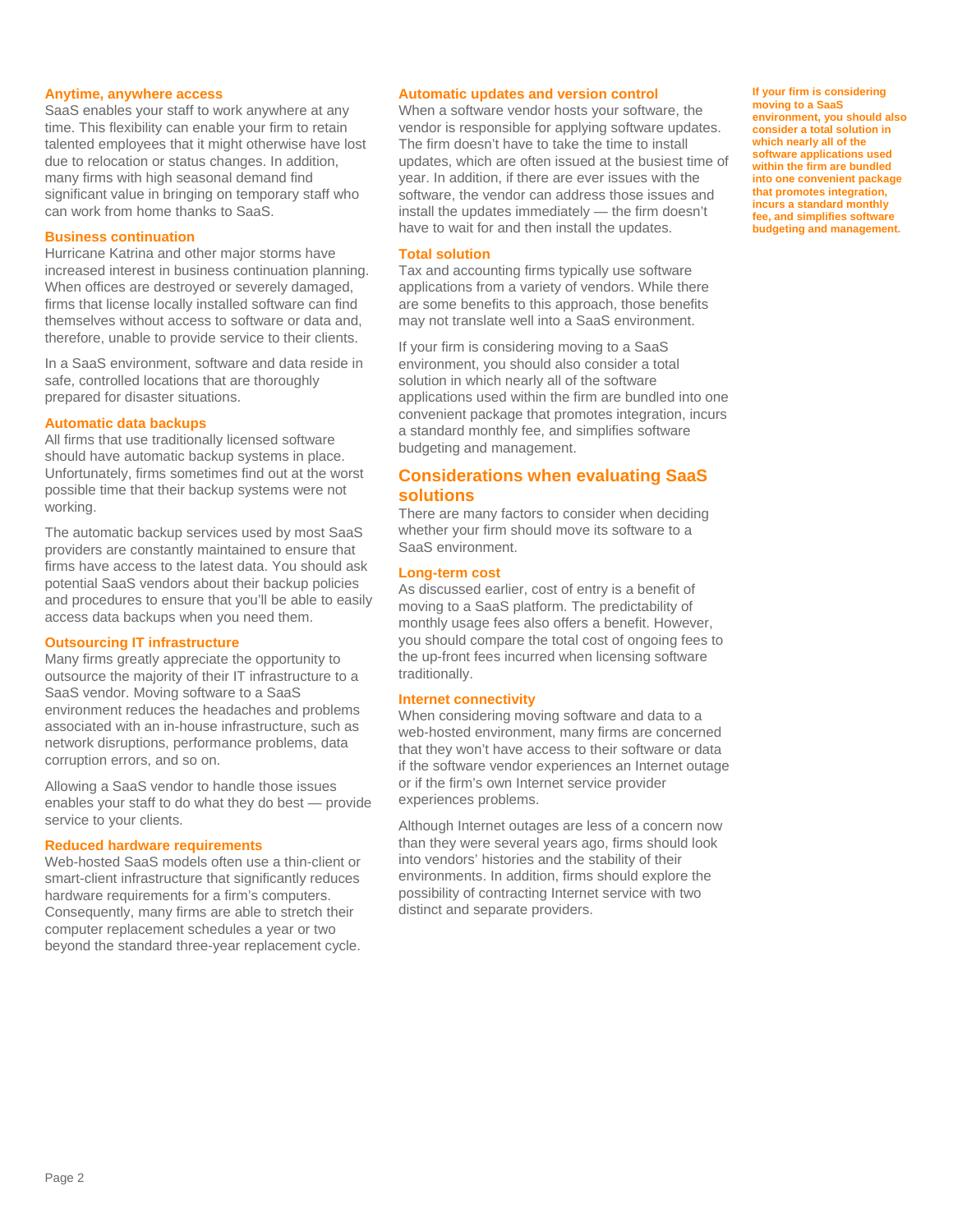### Anytime, anywhere access

SaaS enables your staff to work anywhere at any time. This flexibility can enable your firm to retain talented employees that it might otherwise have lost due to relocation or status changes. In addition, many firms with high seasonal demand find significant value in bringing on temporary staff who can work from home thanks to SaaS.

### Business continuation

Hurricane Katrina and other major storms have increased interest in business continuation planning. When offices are destroyed or severely damaged, firms that license locally installed software can find themselves without access to software or data and, therefore, unable to provide service to their clients.

In a SaaS environment, software and data reside in safe, controlled locations that are thoroughly prepared for disaster situations.

### Automatic data backups

All firms that use traditionally licensed software should have automatic backup systems in place. Unfortunately, firms sometimes find out at the worst possible time that their backup systems were not working.

The automatic backup services used by most SaaS providers are constantly maintained to ensure that firms have access to the latest data. You should ask potential SaaS vendors about their backup policies and procedures to ensure that you'll be able to easily access data backups when you need them.

### Outsourcing IT infrastructure

Many firms greatly appreciate the opportunity to outsource the majority of their IT infrastructure to a SaaS vendor. Moving software to a SaaS environment reduces the headaches and problems associated with an in-house infrastructure, such as network disruptions, performance problems, data corruption errors, and so on.

Allowing a SaaS vendor to handle those issues enables your staff to do what they do best — provide service to your clients.

### Reduced hardware requirements

Web-hosted SaaS models often use a thin-client or smart-client infrastructure that significantly reduces hardware requirements for a firm's computers. Consequently, many firms are able to stretch their computer replacement schedules a year or two beyond the standard three-year replacement cycle.

### Automatic updates and version control

When a software vendor hosts your software, the vendor is responsible for applying software updates. The firm doesn't have to take the time to install updates, which are often issued at the busiest time of year. In addition, if there are ever issues with the software, the vendor can address those issues and install the updates immediately — the firm doesn't have to wait for and then install the updates.

### Total solution

Tax and accounting firms typically use software applications from a variety of vendors. While there are some benefits to this approach, those benefits may not translate well into a SaaS environment.

If your firm is considering moving to a SaaS environment, you should also consider a total solution in which nearly all of the software applications used within the firm are bundled into one convenient package that promotes integration, incurs a standard monthly fee, and simplifies software budgeting and management.

## Considerations when evaluating SaaS solutions

There are many factors to consider when deciding whether your firm should move its software to a SaaS environment.

### Long-term cost

As discussed earlier, cost of entry is a benefit of moving to a SaaS platform. The predictability of monthly usage fees also offers a benefit. However, you should compare the total cost of ongoing fees to the up-front fees incurred when licensing software traditionally.

### Internet connectivity

When considering moving software and data to a web-hosted environment, many firms are concerned that they won't have access to their software or data if the software vendor experiences an Internet outage or if the firm's own Internet service provider experiences problems.

Although Internet outages are less of a concern now than they were several years ago, firms should look into vendors' histories and the stability of their environments. In addition, firms should explore the possibility of contracting Internet service with two distinct and separate providers.

**If your firm is considering moving to a SaaS environment, you should also consider a total solution in which nearly all of the software applications used within the firm are bundled into one convenient package that promotes integration, incurs a standard monthly fee, and simplifies software budgeting and management.**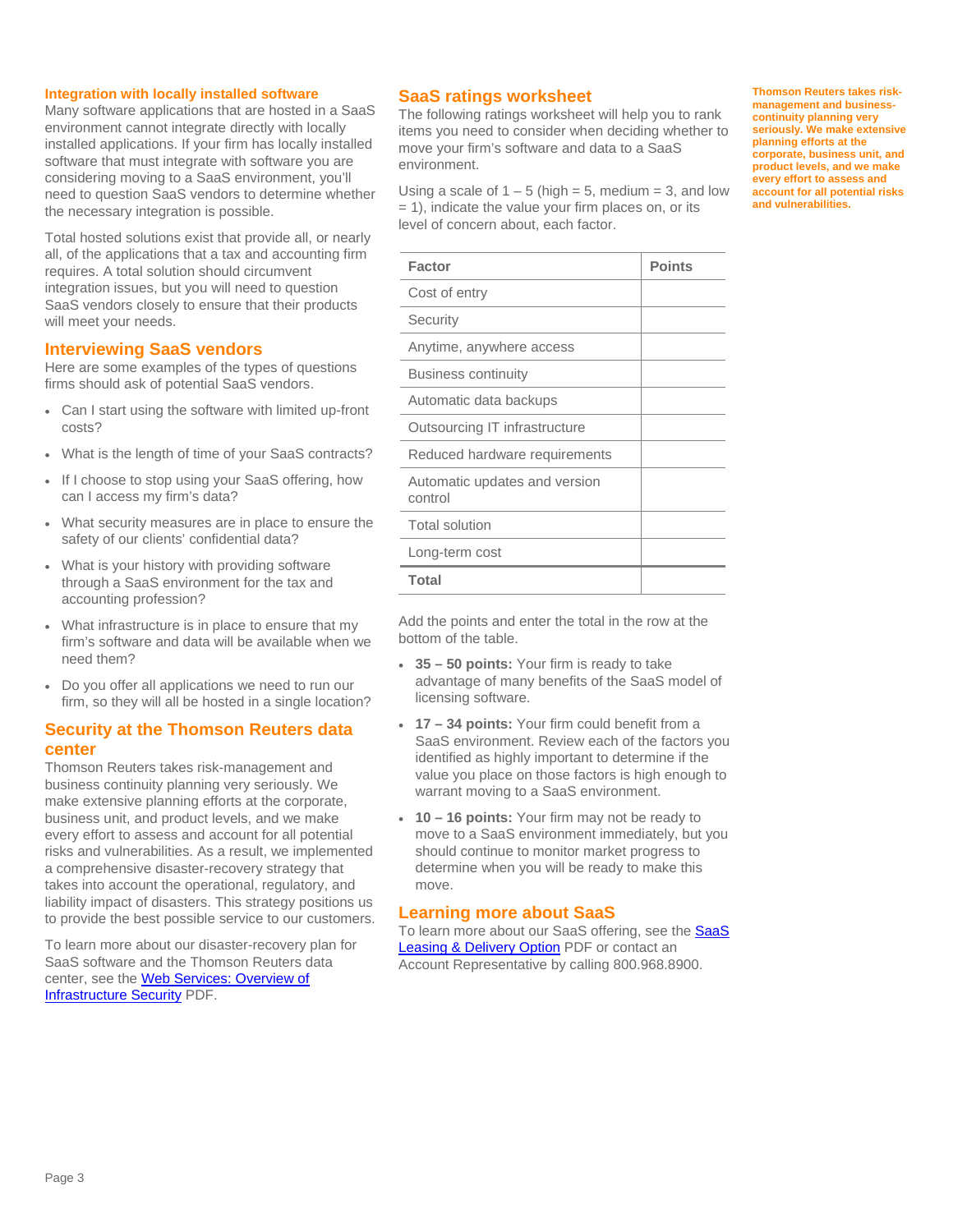### Integration with locally installed software

Many software applications that are hosted in a SaaS environment cannot integrate directly with locally installed applications. If your firm has locally installed software that must integrate with software you are considering moving to a SaaS environment, you'll need to question SaaS vendors to determine whether the necessary integration is possible.

Total hosted solutions exist that provide all, or nearly all, of the applications that a tax and accounting firm requires. A total solution should circumvent integration issues, but you will need to question SaaS vendors closely to ensure that their products will meet your needs.

## Interviewing SaaS vendors

Here are some examples of the types of questions firms should ask of potential SaaS vendors.

- Can I start using the software with limited up-front costs?
- What is the length of time of your SaaS contracts?
- If I choose to stop using your SaaS offering, how can I access my firm's data?
- What security measures are in place to ensure the safety of our clients' confidential data?
- What is your history with providing software through a SaaS environment for the tax and accounting profession?
- What infrastructure is in place to ensure that my firm's software and data will be available when we need them?
- Do you offer all applications we need to run our firm, so they will all be hosted in a single location?

## Security at the Thomson Reuters data center

Thomson Reuters takes risk-management and business continuity planning very seriously. We make extensive planning efforts at the corporate, business unit, and product levels, and we make every effort to assess and account for all potential risks and vulnerabilities. As a result, we implemented a comprehensive disaster-recovery strategy that takes into account the operational, regulatory, and liability impact of disasters. This strategy positions us to provide the best possible service to our customers.

To learn more about our disaster-recovery plan for SaaS software and the Thomson Reuters data center, see the Web Services: Overview of Infrastructure Security PDF.

**Thomson Reuters takes risk-management and business-continuity planning very seriously. We make extensive planning efforts at the corporate, business unit, and product levels, and we make every effort to assess and account for all potential risks and vulnerabilities.**

## SaaS ratings worksheet

The following ratings worksheet will help you to rank items you need to consider when deciding whether to move your firm's software and data to a SaaS environment.

Using a scale of 1 – 5 (high = 5, medium = 3, and low = 1), indicate the value your firm places on, or its level of concern about, each factor.

| Factor | Points |
|---|---|
| Cost of entry | |
| Security | |
| Anytime, anywhere access | |
| Business continuity | |
| Automatic data backups | |
| Outsourcing IT infrastructure | |
| Reduced hardware requirements | |
| Automatic updates and version control | |
| Total solution | |
| Long-term cost | |
| **Total** | |

Add the points and enter the total in the row at the bottom of the table.

- **35 – 50 points:** Your firm is ready to take advantage of many benefits of the SaaS model of licensing software.
- **17 – 34 points:** Your firm could benefit from a SaaS environment. Review each of the factors you identified as highly important to determine if the value you place on those factors is high enough to warrant moving to a SaaS environment.
- **10 – 16 points:** Your firm may not be ready to move to a SaaS environment immediately, but you should continue to monitor market progress to determine when you will be ready to make this move.

## Learning more about SaaS

To learn more about our SaaS offering, see the SaaS Leasing & Delivery Option PDF or contact an Account Representative by calling 800.968.8900.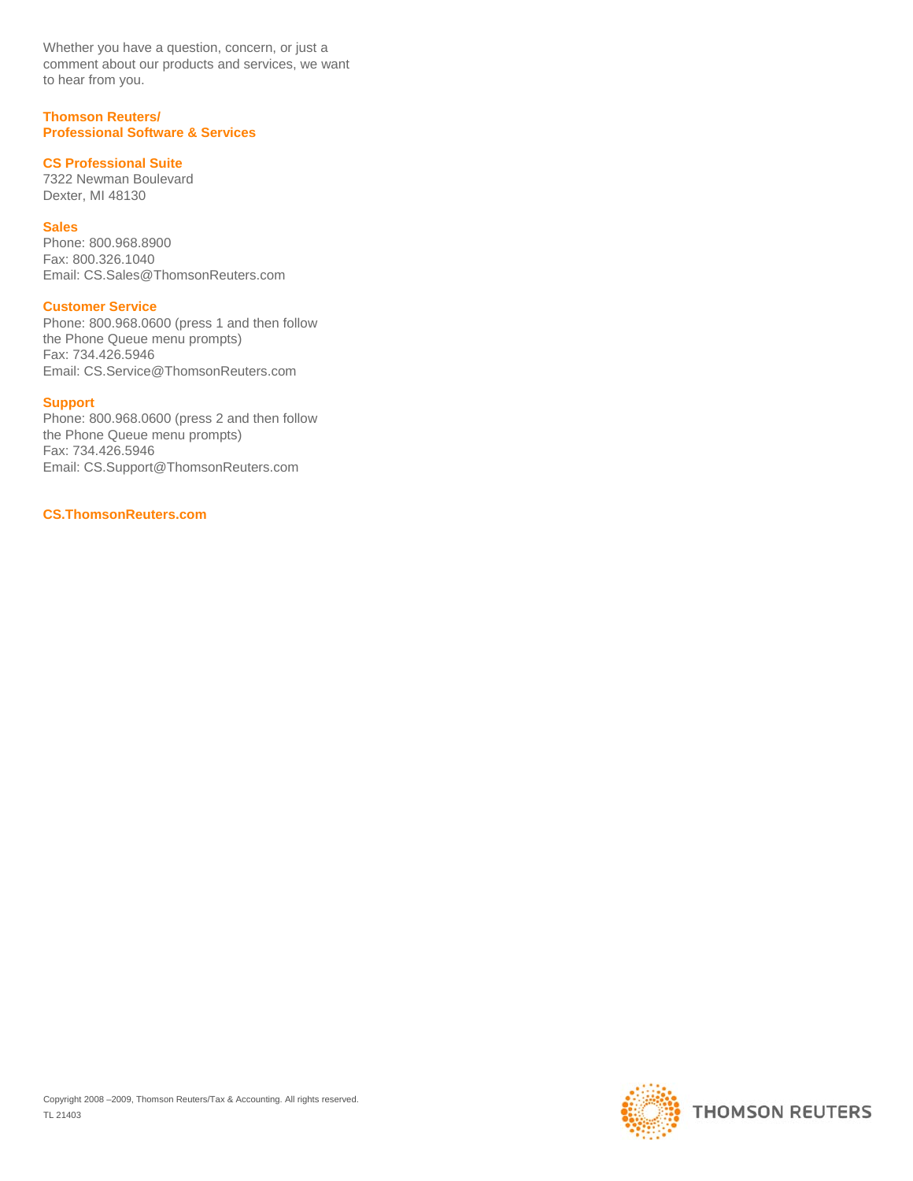Whether you have a question, concern, or just a comment about our products and services, we want to hear from you.

**Thomson Reuters/**
**Professional Software & Services**

**CS Professional Suite**
7322 Newman Boulevard
Dexter, MI 48130

**Sales**
Phone: 800.968.8900
Fax: 800.326.1040
Email: CS.Sales@ThomsonReuters.com

**Customer Service**
Phone: 800.968.0600 (press 1 and then follow the Phone Queue menu prompts)
Fax: 734.426.5946
Email: CS.Service@ThomsonReuters.com

**Support**
Phone: 800.968.0600 (press 2 and then follow the Phone Queue menu prompts)
Fax: 734.426.5946
Email: CS.Support@ThomsonReuters.com

**CS.ThomsonReuters.com**

Copyright 2008 –2009, Thomson Reuters/Tax & Accounting. All rights reserved.
TL 21403

THOMSON REUTERS